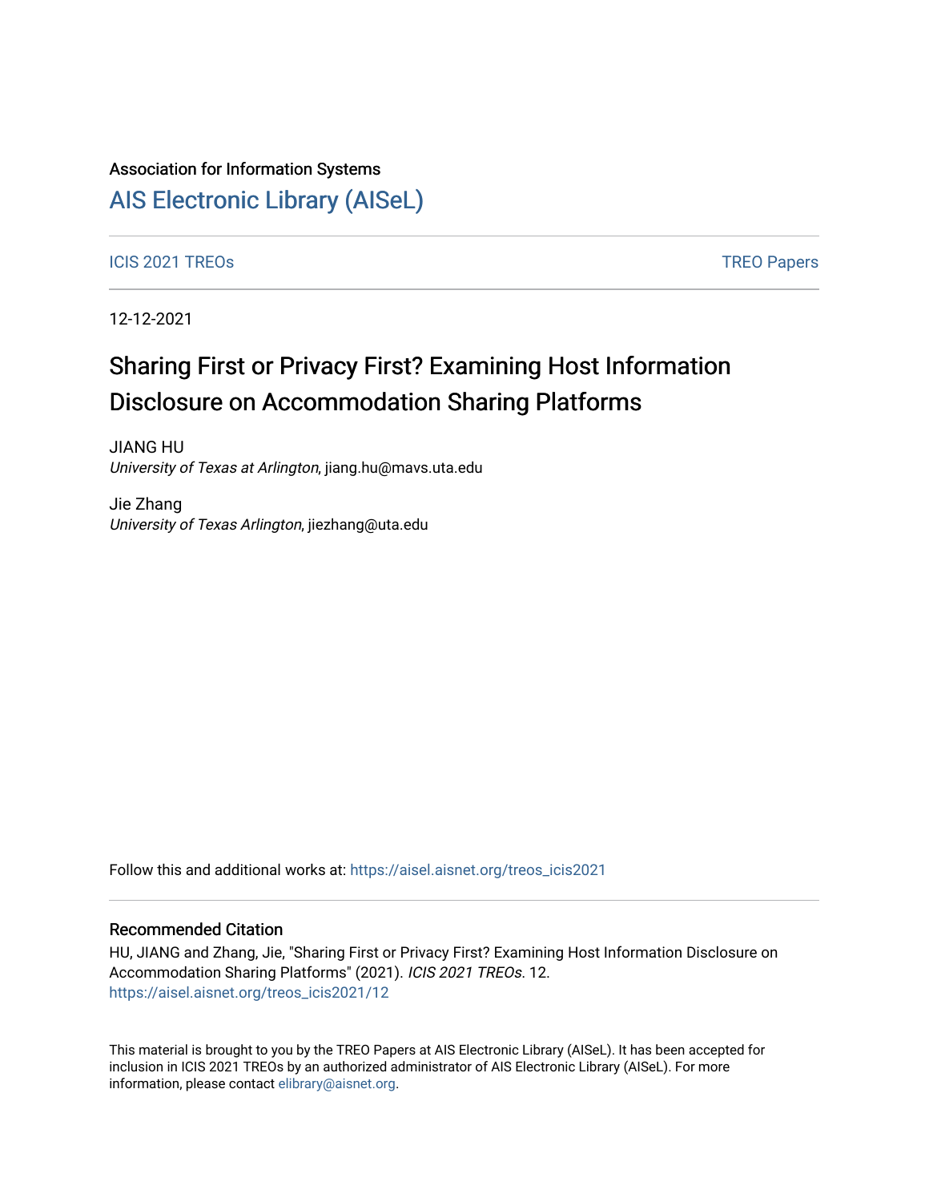Association for Information Systems

# AIS Electronic Library (AISeL)

ICIS 2021 TREOs

TREO Papers

12-12-2021

# Sharing First or Privacy First? Examining Host Information Disclosure on Accommodation Sharing Platforms

JIANG HU
*University of Texas at Arlington*, jiang.hu@mavs.uta.edu

Jie Zhang
*University of Texas Arlington*, jiezhang@uta.edu

Follow this and additional works at: https://aisel.aisnet.org/treos_icis2021

## Recommended Citation

HU, JIANG and Zhang, Jie, "Sharing First or Privacy First? Examining Host Information Disclosure on Accommodation Sharing Platforms" (2021). *ICIS 2021 TREOs*. 12.
https://aisel.aisnet.org/treos_icis2021/12

This material is brought to you by the TREO Papers at AIS Electronic Library (AISeL). It has been accepted for inclusion in ICIS 2021 TREOs by an authorized administrator of AIS Electronic Library (AISeL). For more information, please contact elibrary@aisnet.org.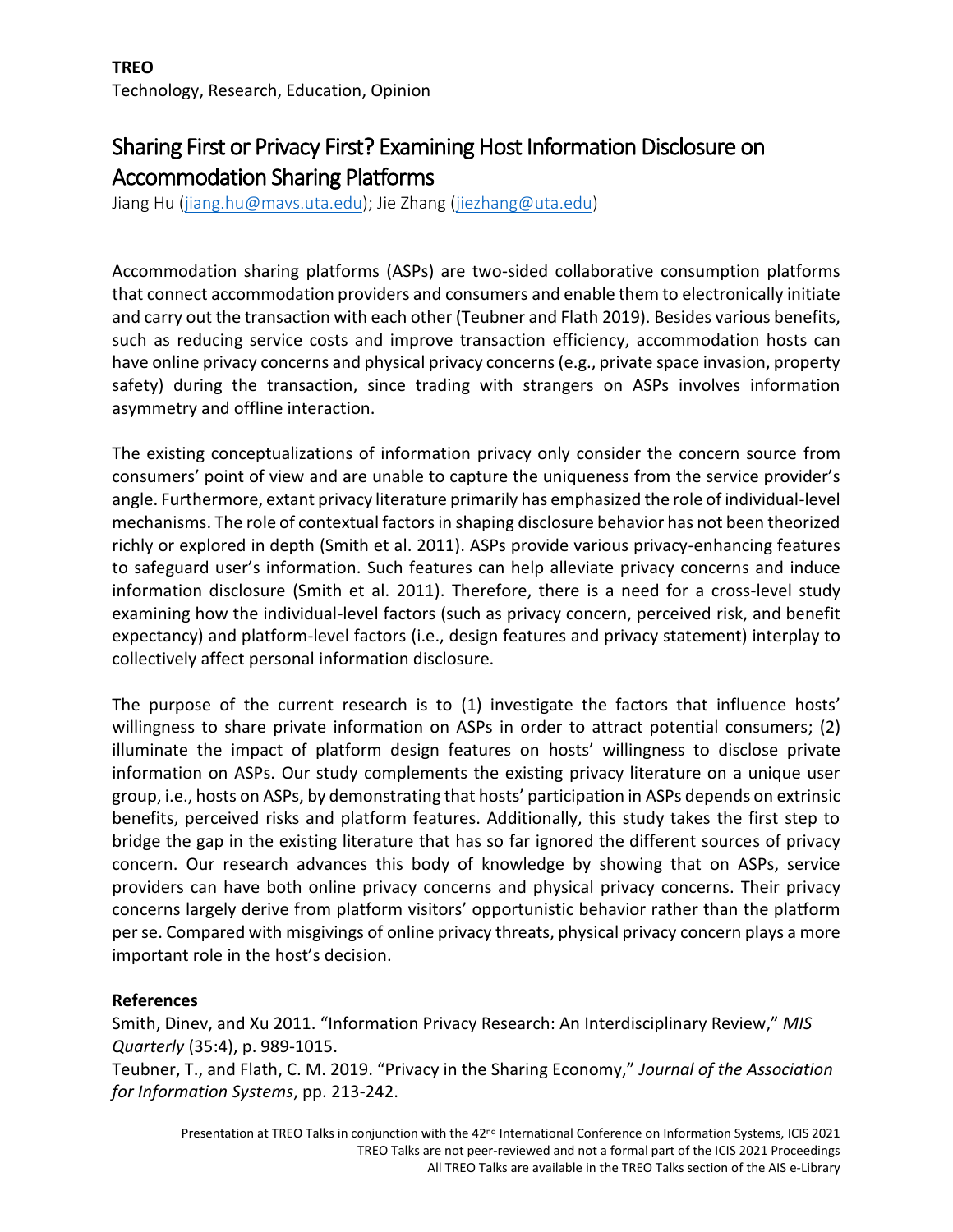**TREO**

Technology, Research, Education, Opinion

# Sharing First or Privacy First? Examining Host Information Disclosure on Accommodation Sharing Platforms

Jiang Hu (jiang.hu@mavs.uta.edu); Jie Zhang (jiezhang@uta.edu)

Accommodation sharing platforms (ASPs) are two-sided collaborative consumption platforms that connect accommodation providers and consumers and enable them to electronically initiate and carry out the transaction with each other (Teubner and Flath 2019). Besides various benefits, such as reducing service costs and improve transaction efficiency, accommodation hosts can have online privacy concerns and physical privacy concerns (e.g., private space invasion, property safety) during the transaction, since trading with strangers on ASPs involves information asymmetry and offline interaction.

The existing conceptualizations of information privacy only consider the concern source from consumers' point of view and are unable to capture the uniqueness from the service provider's angle. Furthermore, extant privacy literature primarily has emphasized the role of individual-level mechanisms. The role of contextual factors in shaping disclosure behavior has not been theorized richly or explored in depth (Smith et al. 2011). ASPs provide various privacy-enhancing features to safeguard user's information. Such features can help alleviate privacy concerns and induce information disclosure (Smith et al. 2011). Therefore, there is a need for a cross-level study examining how the individual-level factors (such as privacy concern, perceived risk, and benefit expectancy) and platform-level factors (i.e., design features and privacy statement) interplay to collectively affect personal information disclosure.

The purpose of the current research is to (1) investigate the factors that influence hosts' willingness to share private information on ASPs in order to attract potential consumers; (2) illuminate the impact of platform design features on hosts' willingness to disclose private information on ASPs. Our study complements the existing privacy literature on a unique user group, i.e., hosts on ASPs, by demonstrating that hosts' participation in ASPs depends on extrinsic benefits, perceived risks and platform features. Additionally, this study takes the first step to bridge the gap in the existing literature that has so far ignored the different sources of privacy concern. Our research advances this body of knowledge by showing that on ASPs, service providers can have both online privacy concerns and physical privacy concerns. Their privacy concerns largely derive from platform visitors' opportunistic behavior rather than the platform per se. Compared with misgivings of online privacy threats, physical privacy concern plays a more important role in the host's decision.

**References**

Smith, Dinev, and Xu 2011. "Information Privacy Research: An Interdisciplinary Review," *MIS Quarterly* (35:4), p. 989-1015.

Teubner, T., and Flath, C. M. 2019. "Privacy in the Sharing Economy," *Journal of the Association for Information Systems*, pp. 213-242.

Presentation at TREO Talks in conjunction with the 42nd International Conference on Information Systems, ICIS 2021
TREO Talks are not peer-reviewed and not a formal part of the ICIS 2021 Proceedings
All TREO Talks are available in the TREO Talks section of the AIS e-Library